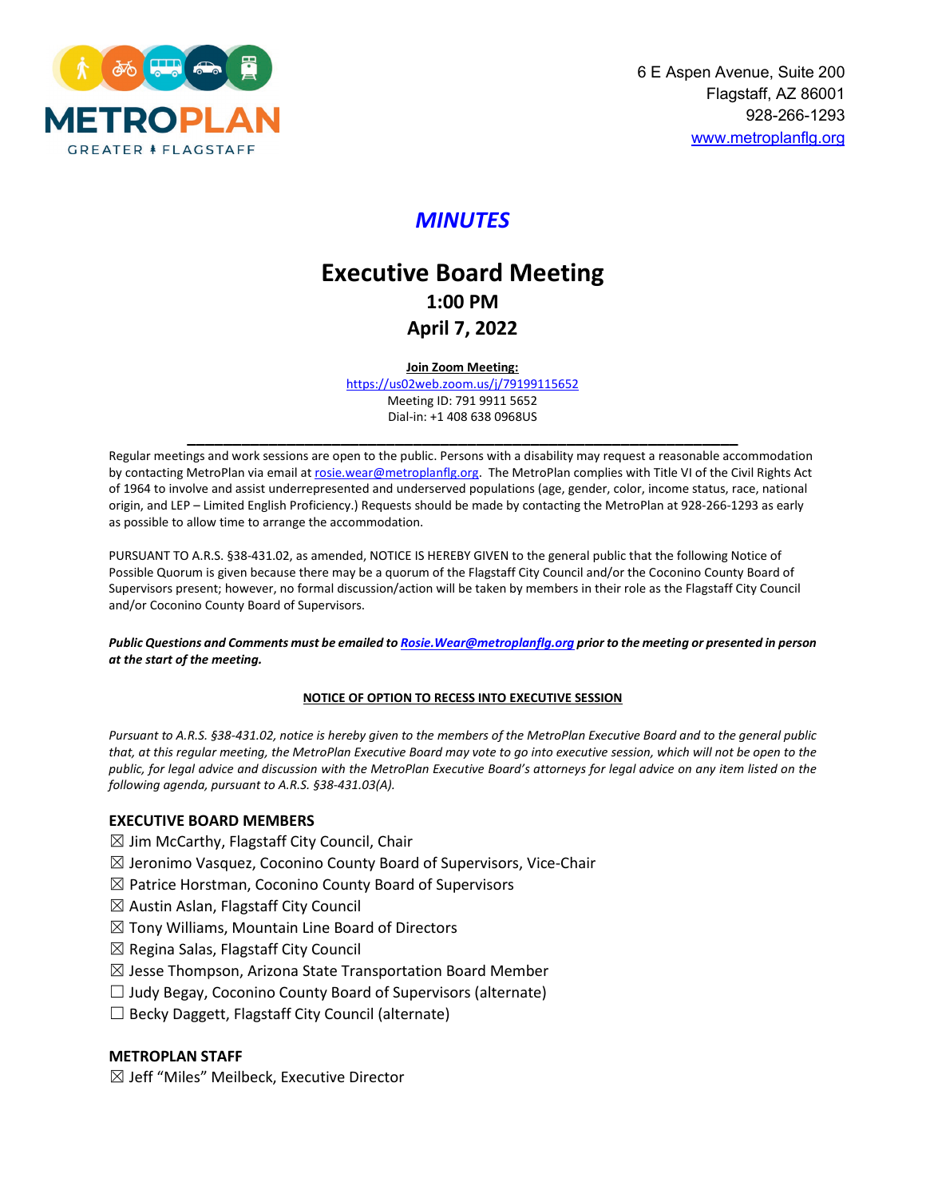METROPLAN
GREATER FLAGSTAFF

6 E Aspen Avenue, Suite 200
Flagstaff, AZ 86001
928-266-1293
www.metroplanflg.org

# *MINUTES*

## Executive Board Meeting

**1:00 PM**

**April 7, 2022**

**Join Zoom Meeting:**
https://us02web.zoom.us/j/79199115652
Meeting ID: 791 9911 5652
Dial-in: +1 408 638 0968US

---

Regular meetings and work sessions are open to the public. Persons with a disability may request a reasonable accommodation by contacting MetroPlan via email at rosie.wear@metroplanflg.org. The MetroPlan complies with Title VI of the Civil Rights Act of 1964 to involve and assist underrepresented and underserved populations (age, gender, color, income status, race, national origin, and LEP – Limited English Proficiency.) Requests should be made by contacting the MetroPlan at 928-266-1293 as early as possible to allow time to arrange the accommodation.

PURSUANT TO A.R.S. §38-431.02, as amended, NOTICE IS HEREBY GIVEN to the general public that the following Notice of Possible Quorum is given because there may be a quorum of the Flagstaff City Council and/or the Coconino County Board of Supervisors present; however, no formal discussion/action will be taken by members in their role as the Flagstaff City Council and/or Coconino County Board of Supervisors.

***Public Questions and Comments must be emailed to Rosie.Wear@metroplanflg.org prior to the meeting or presented in person at the start of the meeting.***

**NOTICE OF OPTION TO RECESS INTO EXECUTIVE SESSION**

*Pursuant to A.R.S. §38-431.02, notice is hereby given to the members of the MetroPlan Executive Board and to the general public that, at this regular meeting, the MetroPlan Executive Board may vote to go into executive session, which will not be open to the public, for legal advice and discussion with the MetroPlan Executive Board's attorneys for legal advice on any item listed on the following agenda, pursuant to A.R.S. §38-431.03(A).*

### EXECUTIVE BOARD MEMBERS

☒ Jim McCarthy, Flagstaff City Council, Chair
☒ Jeronimo Vasquez, Coconino County Board of Supervisors, Vice-Chair
☒ Patrice Horstman, Coconino County Board of Supervisors
☒ Austin Aslan, Flagstaff City Council
☒ Tony Williams, Mountain Line Board of Directors
☒ Regina Salas, Flagstaff City Council
☒ Jesse Thompson, Arizona State Transportation Board Member
☐ Judy Begay, Coconino County Board of Supervisors (alternate)
☐ Becky Daggett, Flagstaff City Council (alternate)

### METROPLAN STAFF

☒ Jeff "Miles" Meilbeck, Executive Director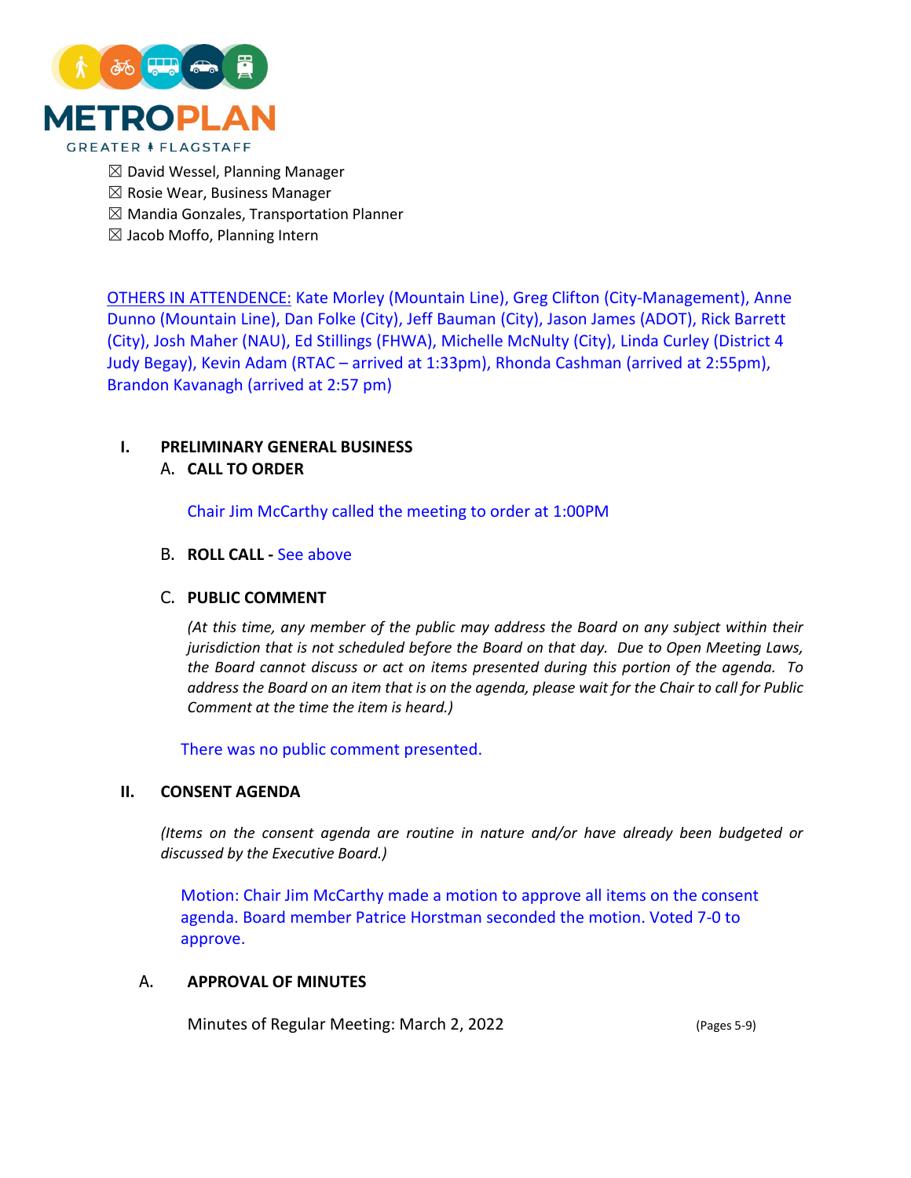☒ David Wessel, Planning Manager
☒ Rosie Wear, Business Manager
☒ Mandia Gonzales, Transportation Planner
☒ Jacob Moffo, Planning Intern

OTHERS IN ATTENDENCE: Kate Morley (Mountain Line), Greg Clifton (City-Management), Anne Dunno (Mountain Line), Dan Folke (City), Jeff Bauman (City), Jason James (ADOT), Rick Barrett (City), Josh Maher (NAU), Ed Stillings (FHWA), Michelle McNulty (City), Linda Curley (District 4 Judy Begay), Kevin Adam (RTAC – arrived at 1:33pm), Rhonda Cashman (arrived at 2:55pm), Brandon Kavanagh (arrived at 2:57 pm)

## I. PRELIMINARY GENERAL BUSINESS

### A. CALL TO ORDER

Chair Jim McCarthy called the meeting to order at 1:00PM

### B. ROLL CALL - See above

### C. PUBLIC COMMENT

*(At this time, any member of the public may address the Board on any subject within their jurisdiction that is not scheduled before the Board on that day. Due to Open Meeting Laws, the Board cannot discuss or act on items presented during this portion of the agenda. To address the Board on an item that is on the agenda, please wait for the Chair to call for Public Comment at the time the item is heard.)*

There was no public comment presented.

## II. CONSENT AGENDA

*(Items on the consent agenda are routine in nature and/or have already been budgeted or discussed by the Executive Board.)*

Motion: Chair Jim McCarthy made a motion to approve all items on the consent agenda. Board member Patrice Horstman seconded the motion. Voted 7-0 to approve.

### A. APPROVAL OF MINUTES

Minutes of Regular Meeting: March 2, 2022 (Pages 5-9)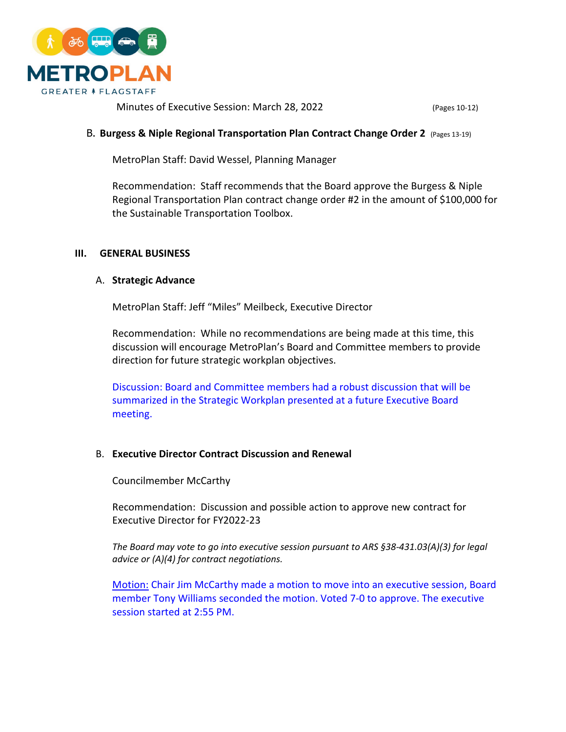Minutes of Executive Session: March 28, 2022 (Pages 10-12)

B. **Burgess & Niple Regional Transportation Plan Contract Change Order 2** (Pages 13-19)

MetroPlan Staff: David Wessel, Planning Manager

Recommendation: Staff recommends that the Board approve the Burgess & Niple Regional Transportation Plan contract change order #2 in the amount of $100,000 for the Sustainable Transportation Toolbox.

## III. GENERAL BUSINESS

### A. Strategic Advance

MetroPlan Staff: Jeff "Miles" Meilbeck, Executive Director

Recommendation: While no recommendations are being made at this time, this discussion will encourage MetroPlan's Board and Committee members to provide direction for future strategic workplan objectives.

Discussion: Board and Committee members had a robust discussion that will be summarized in the Strategic Workplan presented at a future Executive Board meeting.

### B. Executive Director Contract Discussion and Renewal

Councilmember McCarthy

Recommendation: Discussion and possible action to approve new contract for Executive Director for FY2022-23

*The Board may vote to go into executive session pursuant to ARS §38-431.03(A)(3) for legal advice or (A)(4) for contract negotiations.*

Motion: Chair Jim McCarthy made a motion to move into an executive session, Board member Tony Williams seconded the motion. Voted 7-0 to approve. The executive session started at 2:55 PM.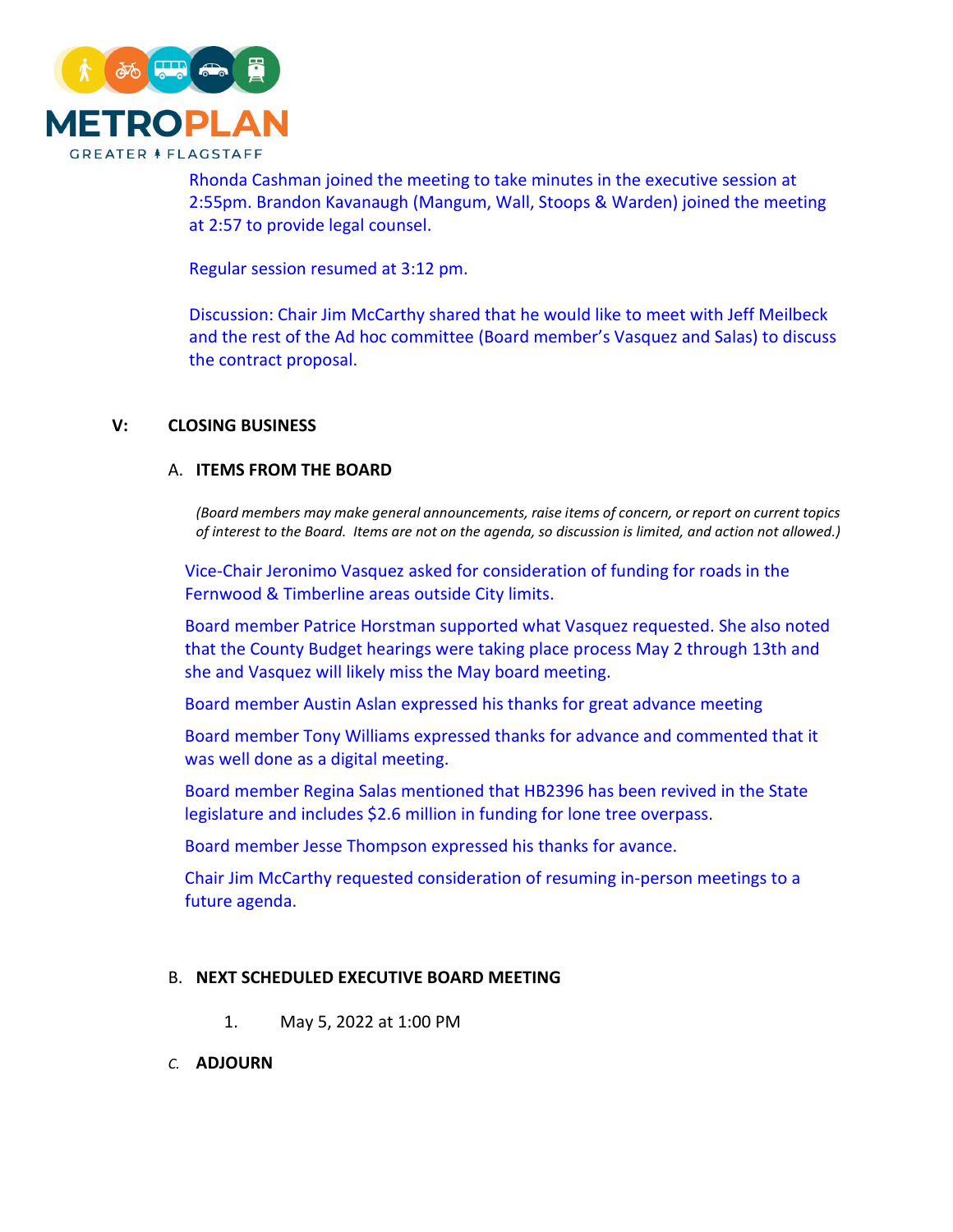Rhonda Cashman joined the meeting to take minutes in the executive session at 2:55pm. Brandon Kavanaugh (Mangum, Wall, Stoops & Warden) joined the meeting at 2:57 to provide legal counsel.

Regular session resumed at 3:12 pm.

Discussion: Chair Jim McCarthy shared that he would like to meet with Jeff Meilbeck and the rest of the Ad hoc committee (Board member's Vasquez and Salas) to discuss the contract proposal.

## V: CLOSING BUSINESS

### A. ITEMS FROM THE BOARD

*(Board members may make general announcements, raise items of concern, or report on current topics of interest to the Board. Items are not on the agenda, so discussion is limited, and action not allowed.)*

Vice-Chair Jeronimo Vasquez asked for consideration of funding for roads in the Fernwood & Timberline areas outside City limits.

Board member Patrice Horstman supported what Vasquez requested. She also noted that the County Budget hearings were taking place process May 2 through 13th and she and Vasquez will likely miss the May board meeting.

Board member Austin Aslan expressed his thanks for great advance meeting

Board member Tony Williams expressed thanks for advance and commented that it was well done as a digital meeting.

Board member Regina Salas mentioned that HB2396 has been revived in the State legislature and includes $2.6 million in funding for lone tree overpass.

Board member Jesse Thompson expressed his thanks for avance.

Chair Jim McCarthy requested consideration of resuming in-person meetings to a future agenda.

### B. NEXT SCHEDULED EXECUTIVE BOARD MEETING

1. May 5, 2022 at 1:00 PM

### *C.* ADJOURN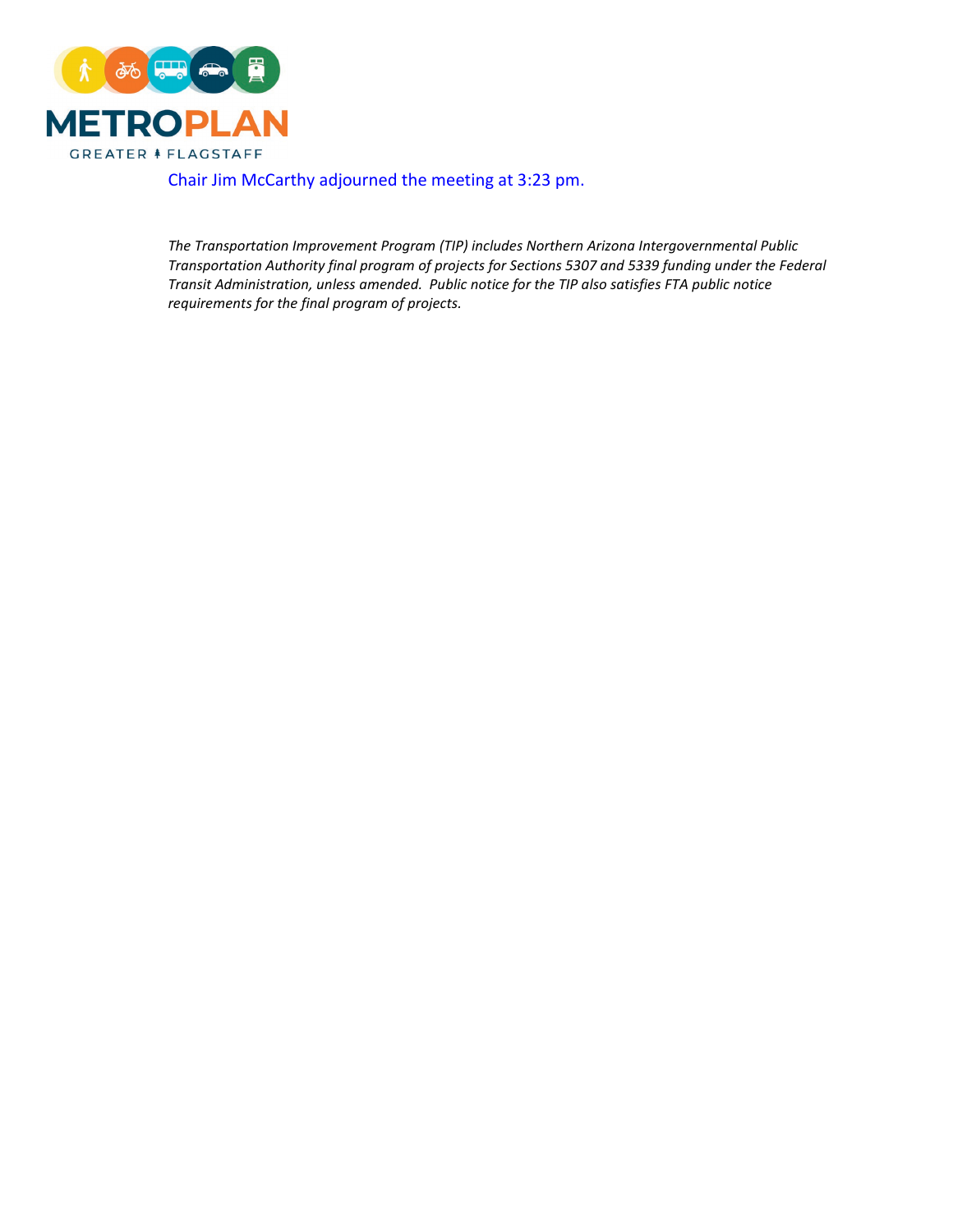Chair Jim McCarthy adjourned the meeting at 3:23 pm.

*The Transportation Improvement Program (TIP) includes Northern Arizona Intergovernmental Public Transportation Authority final program of projects for Sections 5307 and 5339 funding under the Federal Transit Administration, unless amended. Public notice for the TIP also satisfies FTA public notice requirements for the final program of projects.*